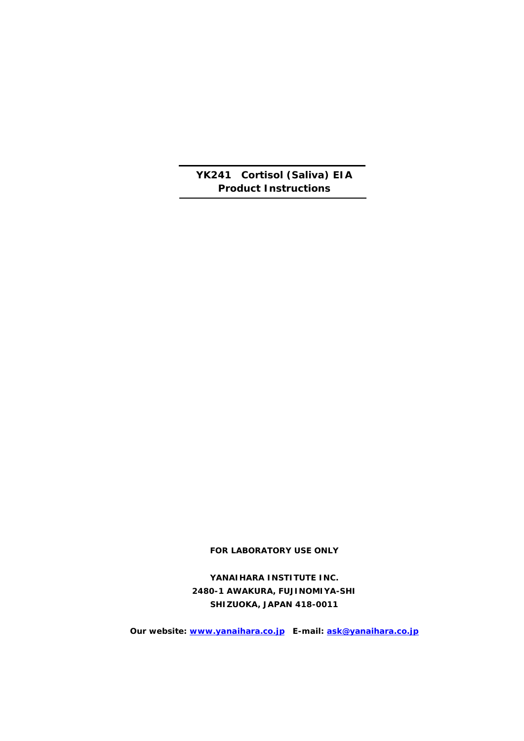# YK241 Cortisol (Saliva) EIA
# Product Instructions

**FOR LABORATORY USE ONLY**

**YANAIHARA INSTITUTE INC.**
**2480-1 AWAKURA, FUJINOMIYA-SHI**
**SHIZUOKA, JAPAN 418-0011**

**Our website: [www.yanaihara.co.jp](www.yanaihara.co.jp) E-mail: [ask@yanaihara.co.jp](mailto:ask@yanaihara.co.jp)**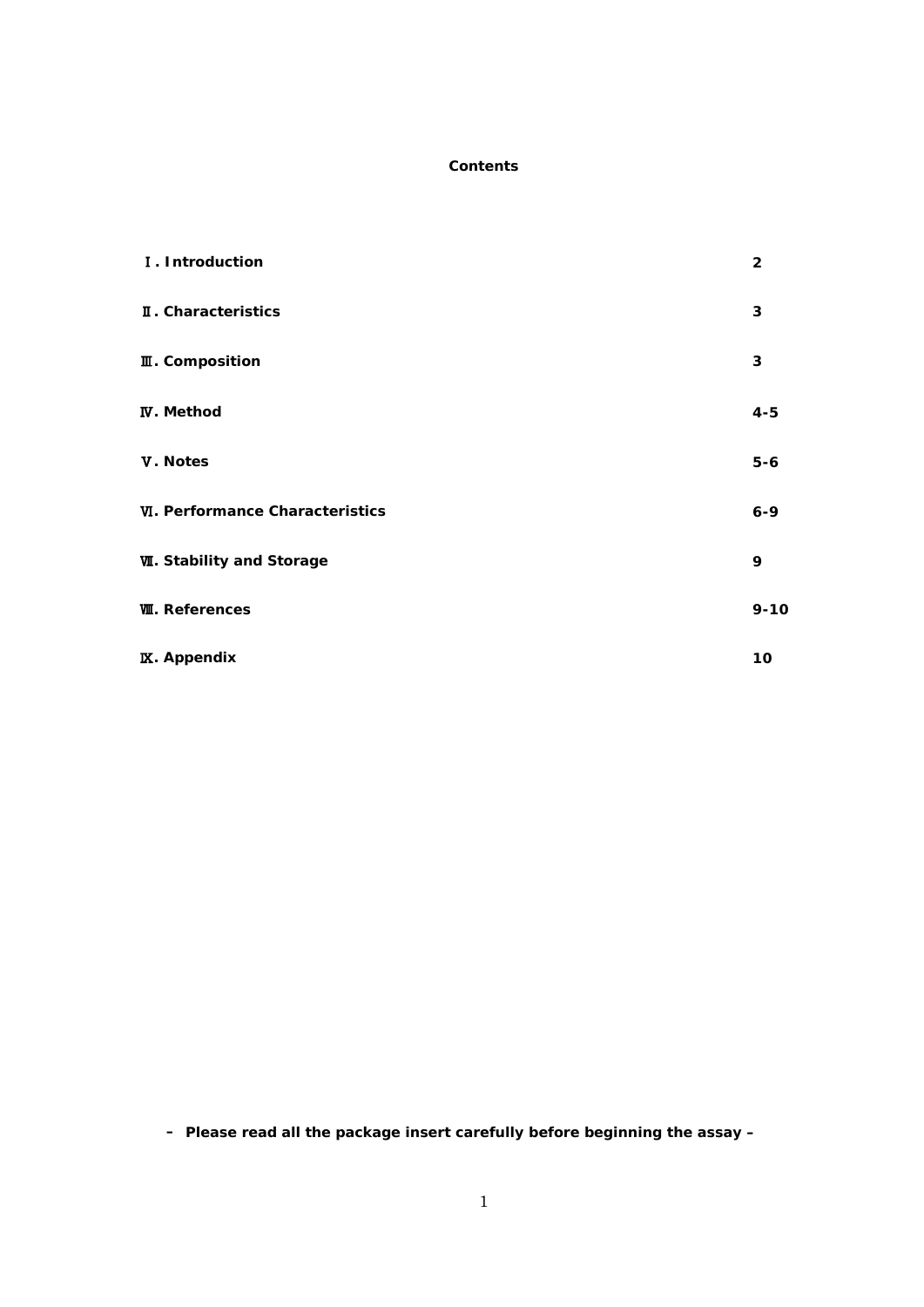**Contents**

| | |
|---|---|
| **Ⅰ. Introduction** | **2** |
| **Ⅱ. Characteristics** | **3** |
| **Ⅲ. Composition** | **3** |
| **Ⅳ. Method** | **4-5** |
| **Ⅴ. Notes** | **5-6** |
| **Ⅵ. Performance Characteristics** | **6-9** |
| **Ⅶ. Stability and Storage** | **9** |
| **Ⅷ. References** | **9-10** |
| **Ⅸ. Appendix** | **10** |

**– Please read all the package insert carefully before beginning the assay –**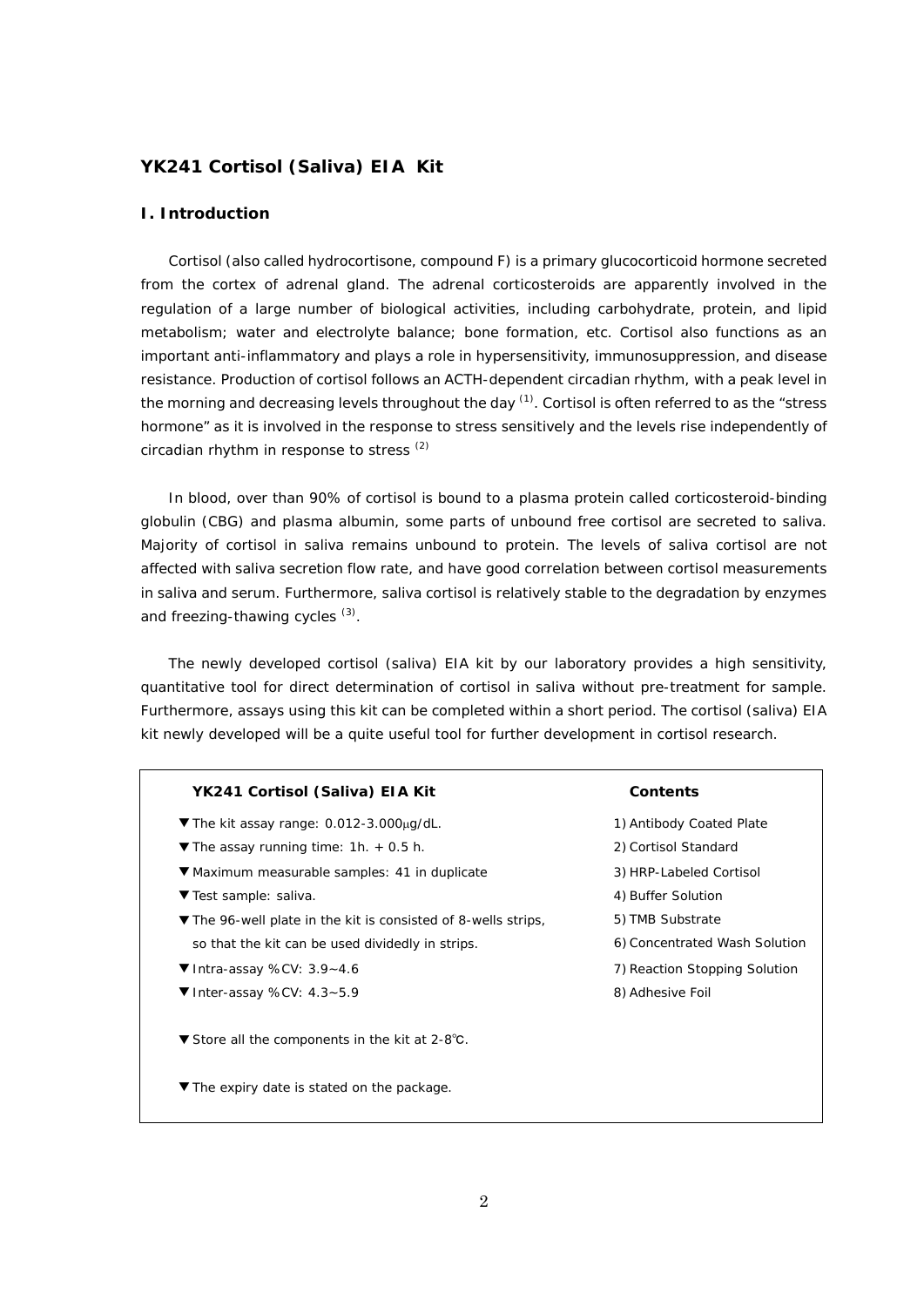# YK241 Cortisol (Saliva) EIA Kit

## I. Introduction

Cortisol (also called hydrocortisone, compound F) is a primary glucocorticoid hormone secreted from the cortex of adrenal gland. The adrenal corticosteroids are apparently involved in the regulation of a large number of biological activities, including carbohydrate, protein, and lipid metabolism; water and electrolyte balance; bone formation, etc. Cortisol also functions as an important anti-inflammatory and plays a role in hypersensitivity, immunosuppression, and disease resistance. Production of cortisol follows an ACTH-dependent circadian rhythm, with a peak level in the morning and decreasing levels throughout the day [1]. Cortisol is often referred to as the "stress hormone" as it is involved in the response to stress sensitively and the levels rise independently of circadian rhythm in response to stress [2]

In blood, over than 90% of cortisol is bound to a plasma protein called corticosteroid-binding globulin (CBG) and plasma albumin, some parts of unbound free cortisol are secreted to saliva. Majority of cortisol in saliva remains unbound to protein. The levels of saliva cortisol are not affected with saliva secretion flow rate, and have good correlation between cortisol measurements in saliva and serum. Furthermore, saliva cortisol is relatively stable to the degradation by enzymes and freezing-thawing cycles [3].

The newly developed cortisol (saliva) EIA kit by our laboratory provides a high sensitivity, quantitative tool for direct determination of cortisol in saliva without pre-treatment for sample. Furthermore, assays using this kit can be completed within a short period. The cortisol (saliva) EIA kit newly developed will be a quite useful tool for further development in cortisol research.

| **YK241 Cortisol (Saliva) EIA Kit** | **Contents** |
|---|---|
| ▼The kit assay range: 0.012-3.000μg/dL. | 1) Antibody Coated Plate |
| ▼The assay running time: 1h. + 0.5 h. | 2) Cortisol Standard |
| ▼Maximum measurable samples: 41 in duplicate | 3) HRP-Labeled Cortisol |
| ▼Test sample: saliva. | 4) Buffer Solution |
| ▼The 96-well plate in the kit is consisted of 8-wells strips, so that the kit can be used dividedly in strips. | 5) TMB Substrate<br>6) Concentrated Wash Solution |
| ▼Intra-assay %CV: 3.9~4.6 | 7) Reaction Stopping Solution |
| ▼Inter-assay %CV: 4.3~5.9 | 8) Adhesive Foil |
| ▼Store all the components in the kit at 2-8℃. | |
| ▼The expiry date is stated on the package. | |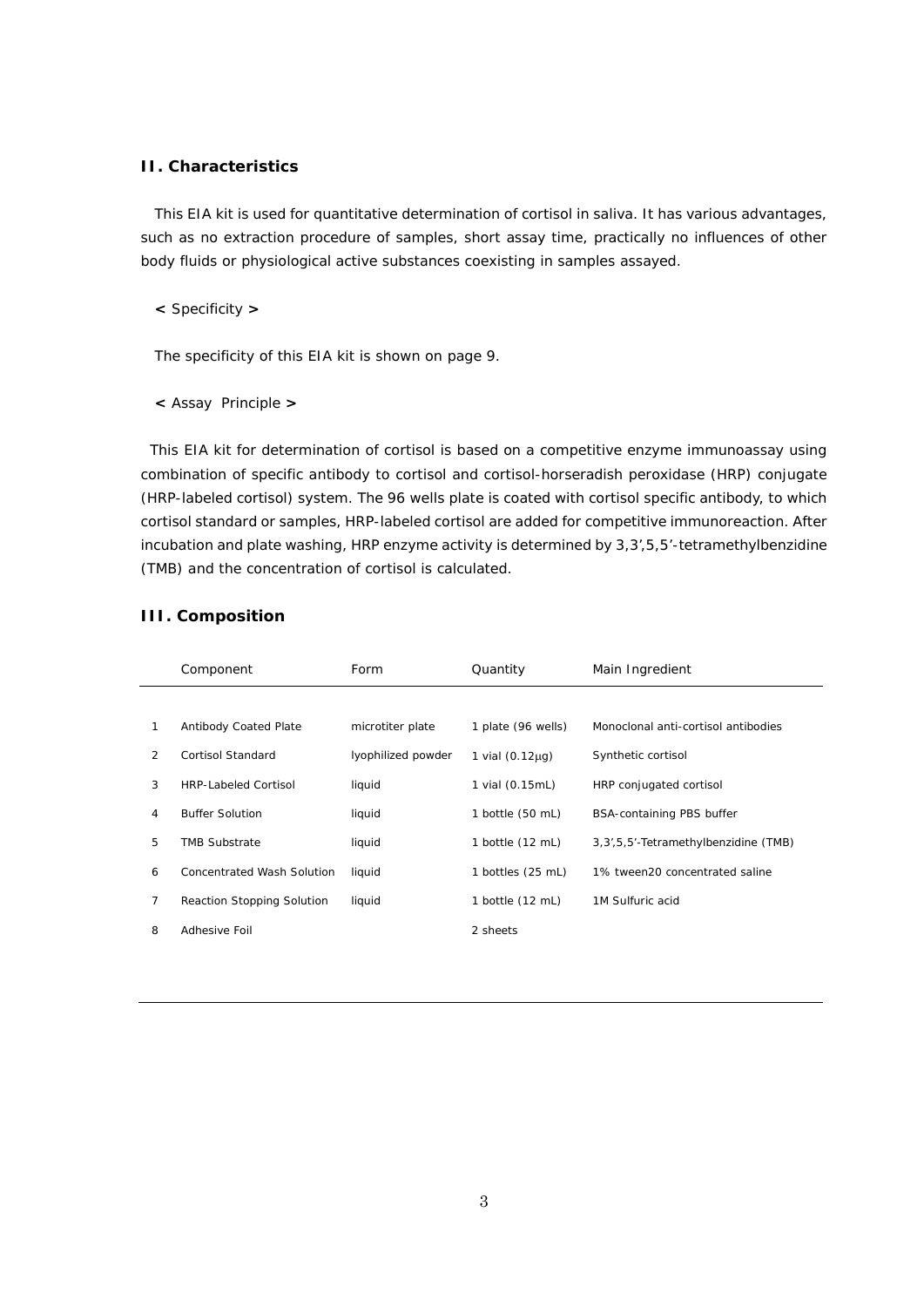## II. Characteristics

This EIA kit is used for quantitative determination of cortisol in saliva. It has various advantages, such as no extraction procedure of samples, short assay time, practically no influences of other body fluids or physiological active substances coexisting in samples assayed.

**<** Specificity **>**

The specificity of this EIA kit is shown on page 9.

**<** Assay Principle **>**

This EIA kit for determination of cortisol is based on a competitive enzyme immunoassay using combination of specific antibody to cortisol and cortisol-horseradish peroxidase (HRP) conjugate (HRP-labeled cortisol) system. The 96 wells plate is coated with cortisol specific antibody, to which cortisol standard or samples, HRP-labeled cortisol are added for competitive immunoreaction. After incubation and plate washing, HRP enzyme activity is determined by 3,3',5,5'-tetramethylbenzidine (TMB) and the concentration of cortisol is calculated.

## III. Composition

| | Component | Form | Quantity | Main Ingredient |
|---|---|---|---|---|
| 1 | Antibody Coated Plate | microtiter plate | 1 plate (96 wells) | Monoclonal anti-cortisol antibodies |
| 2 | Cortisol Standard | lyophilized powder | 1 vial (0.12μg) | Synthetic cortisol |
| 3 | HRP-Labeled Cortisol | liquid | 1 vial (0.15mL) | HRP conjugated cortisol |
| 4 | Buffer Solution | liquid | 1 bottle (50 mL) | BSA-containing PBS buffer |
| 5 | TMB Substrate | liquid | 1 bottle (12 mL) | 3,3',5,5'-Tetramethylbenzidine (TMB) |
| 6 | Concentrated Wash Solution | liquid | 1 bottles (25 mL) | 1% tween20 concentrated saline |
| 7 | Reaction Stopping Solution | liquid | 1 bottle (12 mL) | 1M Sulfuric acid |
| 8 | Adhesive Foil | | 2 sheets | |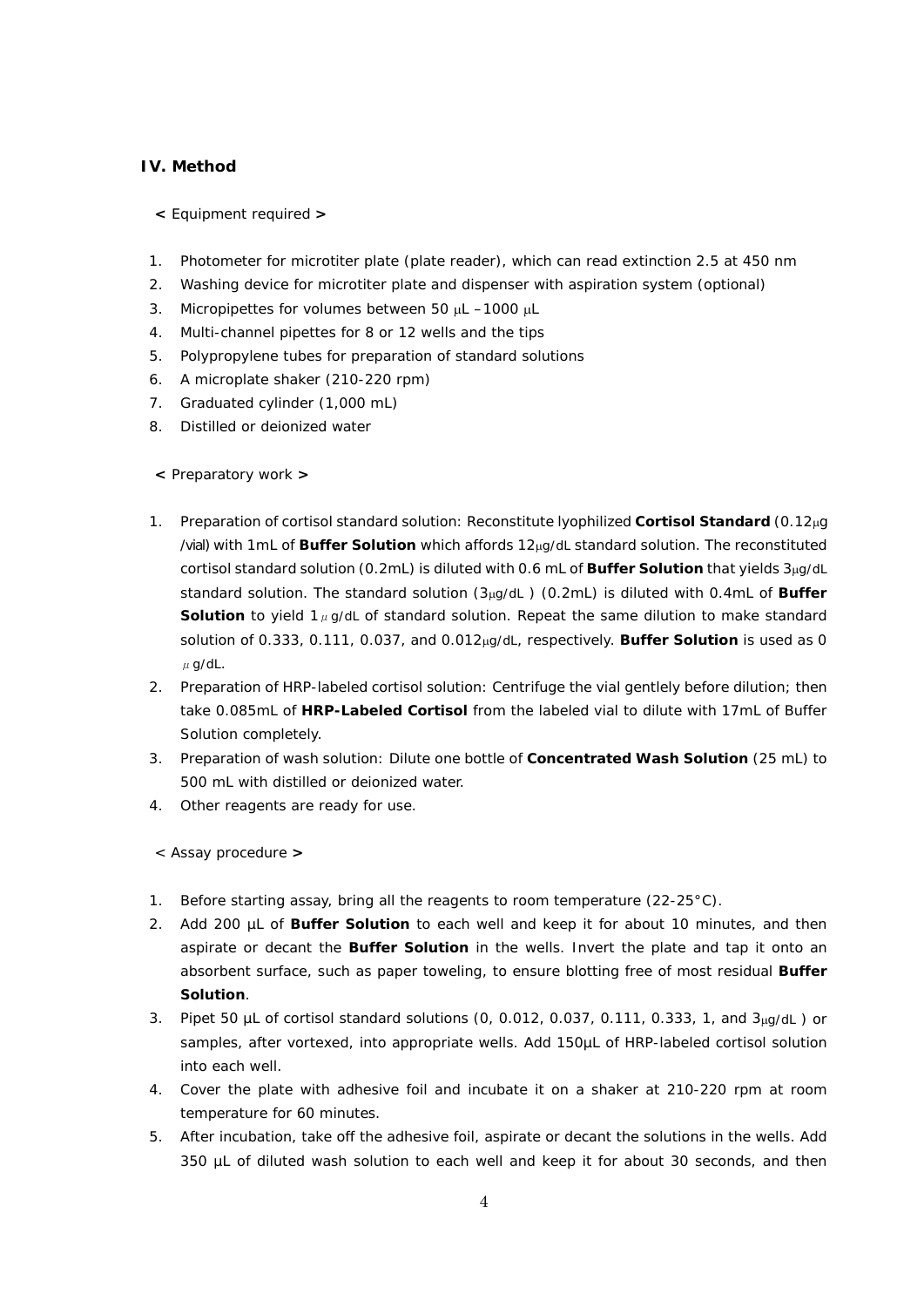## IV. Method

**<** Equipment required **>**

1. Photometer for microtiter plate (plate reader), which can read extinction 2.5 at 450 nm
2. Washing device for microtiter plate and dispenser with aspiration system (optional)
3. Micropipettes for volumes between 50 μL –1000 μL
4. Multi-channel pipettes for 8 or 12 wells and the tips
5. Polypropylene tubes for preparation of standard solutions
6. A microplate shaker (210-220 rpm)
7. Graduated cylinder (1,000 mL)
8. Distilled or deionized water

**<** Preparatory work **>**

1. Preparation of cortisol standard solution: Reconstitute lyophilized **Cortisol Standard** (0.12μg /vial) with 1mL of **Buffer Solution** which affords 12μg/dL standard solution. The reconstituted cortisol standard solution (0.2mL) is diluted with 0.6 mL of **Buffer Solution** that yields 3μg/dL standard solution. The standard solution (3μg/dL ) (0.2mL) is diluted with 0.4mL of **Buffer Solution** to yield 1μg/dL of standard solution. Repeat the same dilution to make standard solution of 0.333, 0.111, 0.037, and 0.012μg/dL, respectively. **Buffer Solution** is used as 0 μg/dL.
2. Preparation of HRP-labeled cortisol solution: Centrifuge the vial gently before dilution; then take 0.085mL of **HRP-Labeled Cortisol** from the labeled vial to dilute with 17mL of Buffer Solution completely.
3. Preparation of wash solution: Dilute one bottle of **Concentrated Wash Solution** (25 mL) to 500 mL with distilled or deionized water.
4. Other reagents are ready for use.

< Assay procedure **>**

1. Before starting assay, bring all the reagents to room temperature (22-25°C).
2. Add 200 μL of **Buffer Solution** to each well and keep it for about 10 minutes, and then aspirate or decant the **Buffer Solution** in the wells. Invert the plate and tap it onto an absorbent surface, such as paper toweling, to ensure blotting free of most residual **Buffer Solution**.
3. Pipet 50 μL of cortisol standard solutions (0, 0.012, 0.037, 0.111, 0.333, 1, and 3μg/dL ) or samples, after vortexed, into appropriate wells. Add 150μL of HRP-labeled cortisol solution into each well.
4. Cover the plate with adhesive foil and incubate it on a shaker at 210-220 rpm at room temperature for 60 minutes.
5. After incubation, take off the adhesive foil, aspirate or decant the solutions in the wells. Add 350 μL of diluted wash solution to each well and keep it for about 30 seconds, and then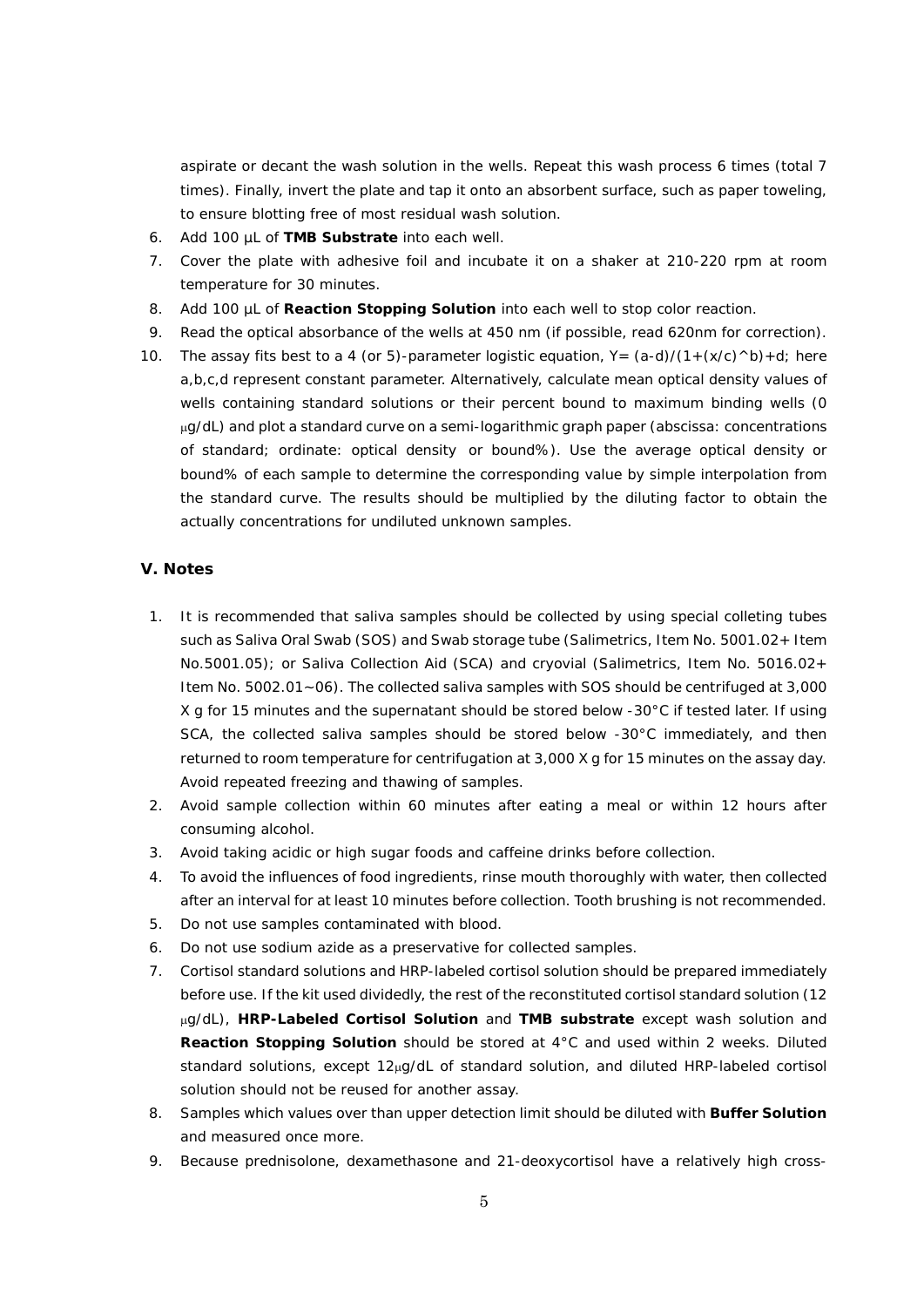aspirate or decant the wash solution in the wells. Repeat this wash process 6 times (total 7 times). Finally, invert the plate and tap it onto an absorbent surface, such as paper toweling, to ensure blotting free of most residual wash solution.

6. Add 100 µL of **TMB Substrate** into each well.
7. Cover the plate with adhesive foil and incubate it on a shaker at 210-220 rpm at room temperature for 30 minutes.
8. Add 100 µL of **Reaction Stopping Solution** into each well to stop color reaction.
9. Read the optical absorbance of the wells at 450 nm (if possible, read 620nm for correction).
10. The assay fits best to a 4 (or 5)-parameter logistic equation, $Y= (a-d)/(1+(x/c)^b)+d$; here a,b,c,d represent constant parameter. Alternatively, calculate mean optical density values of wells containing standard solutions or their percent bound to maximum binding wells (0 μg/dL) and plot a standard curve on a semi-logarithmic graph paper (abscissa: concentrations of standard; ordinate: optical density or bound%). Use the average optical density or bound% of each sample to determine the corresponding value by simple interpolation from the standard curve. The results should be multiplied by the diluting factor to obtain the actually concentrations for undiluted unknown samples.

### V. Notes

1. It is recommended that saliva samples should be collected by using special colleting tubes such as Saliva Oral Swab (SOS) and Swab storage tube (Salimetrics, Item No. 5001.02+ Item No.5001.05); or Saliva Collection Aid (SCA) and cryovial (Salimetrics, Item No. 5016.02+ Item No. 5002.01~06). The collected saliva samples with SOS should be centrifuged at 3,000 X g for 15 minutes and the supernatant should be stored below -30°C if tested later. If using SCA, the collected saliva samples should be stored below -30°C immediately, and then returned to room temperature for centrifugation at 3,000 X g for 15 minutes on the assay day. Avoid repeated freezing and thawing of samples.
2. Avoid sample collection within 60 minutes after eating a meal or within 12 hours after consuming alcohol.
3. Avoid taking acidic or high sugar foods and caffeine drinks before collection.
4. To avoid the influences of food ingredients, rinse mouth thoroughly with water, then collected after an interval for at least 10 minutes before collection. Tooth brushing is not recommended.
5. Do not use samples contaminated with blood.
6. Do not use sodium azide as a preservative for collected samples.
7. Cortisol standard solutions and HRP-labeled cortisol solution should be prepared immediately before use. If the kit used dividedly, the rest of the reconstituted cortisol standard solution (12 μg/dL), **HRP-Labeled Cortisol Solution** and **TMB substrate** except wash solution and **Reaction Stopping Solution** should be stored at 4°C and used within 2 weeks. Diluted standard solutions, except 12μg/dL of standard solution, and diluted HRP-labeled cortisol solution should not be reused for another assay.
8. Samples which values over than upper detection limit should be diluted with **Buffer Solution** and measured once more.
9. Because prednisolone, dexamethasone and 21-deoxycortisol have a relatively high cross-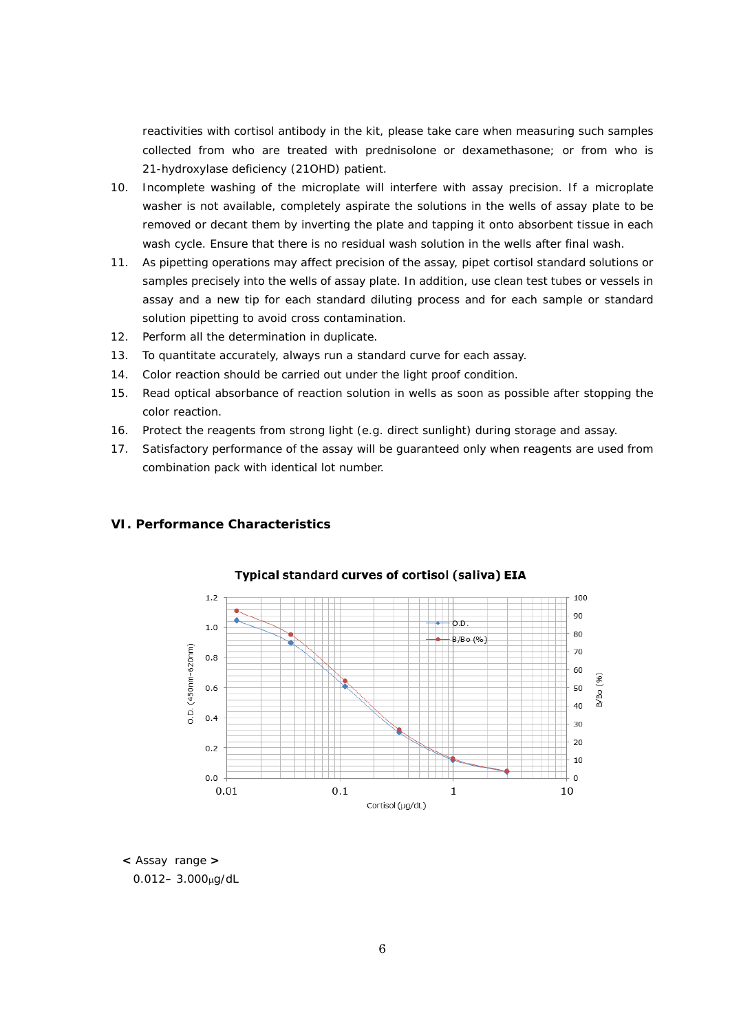reactivities with cortisol antibody in the kit, please take care when measuring such samples collected from who are treated with prednisolone or dexamethasone; or from who is 21-hydroxylase deficiency (21OHD) patient.

10. Incomplete washing of the microplate will interfere with assay precision. If a microplate washer is not available, completely aspirate the solutions in the wells of assay plate to be removed or decant them by inverting the plate and tapping it onto absorbent tissue in each wash cycle. Ensure that there is no residual wash solution in the wells after final wash.
11. As pipetting operations may affect precision of the assay, pipet cortisol standard solutions or samples precisely into the wells of assay plate. In addition, use clean test tubes or vessels in assay and a new tip for each standard diluting process and for each sample or standard solution pipetting to avoid cross contamination.
12. Perform all the determination in duplicate.
13. To quantitate accurately, always run a standard curve for each assay.
14. Color reaction should be carried out under the light proof condition.
15. Read optical absorbance of reaction solution in wells as soon as possible after stopping the color reaction.
16. Protect the reagents from strong light (e.g. direct sunlight) during storage and assay.
17. Satisfactory performance of the assay will be guaranteed only when reagents are used from combination pack with identical lot number.

## VI. Performance Characteristics

**Typical standard curves of cortisol (saliva) EIA**

< Assay range >

0.012– 3.000μg/dL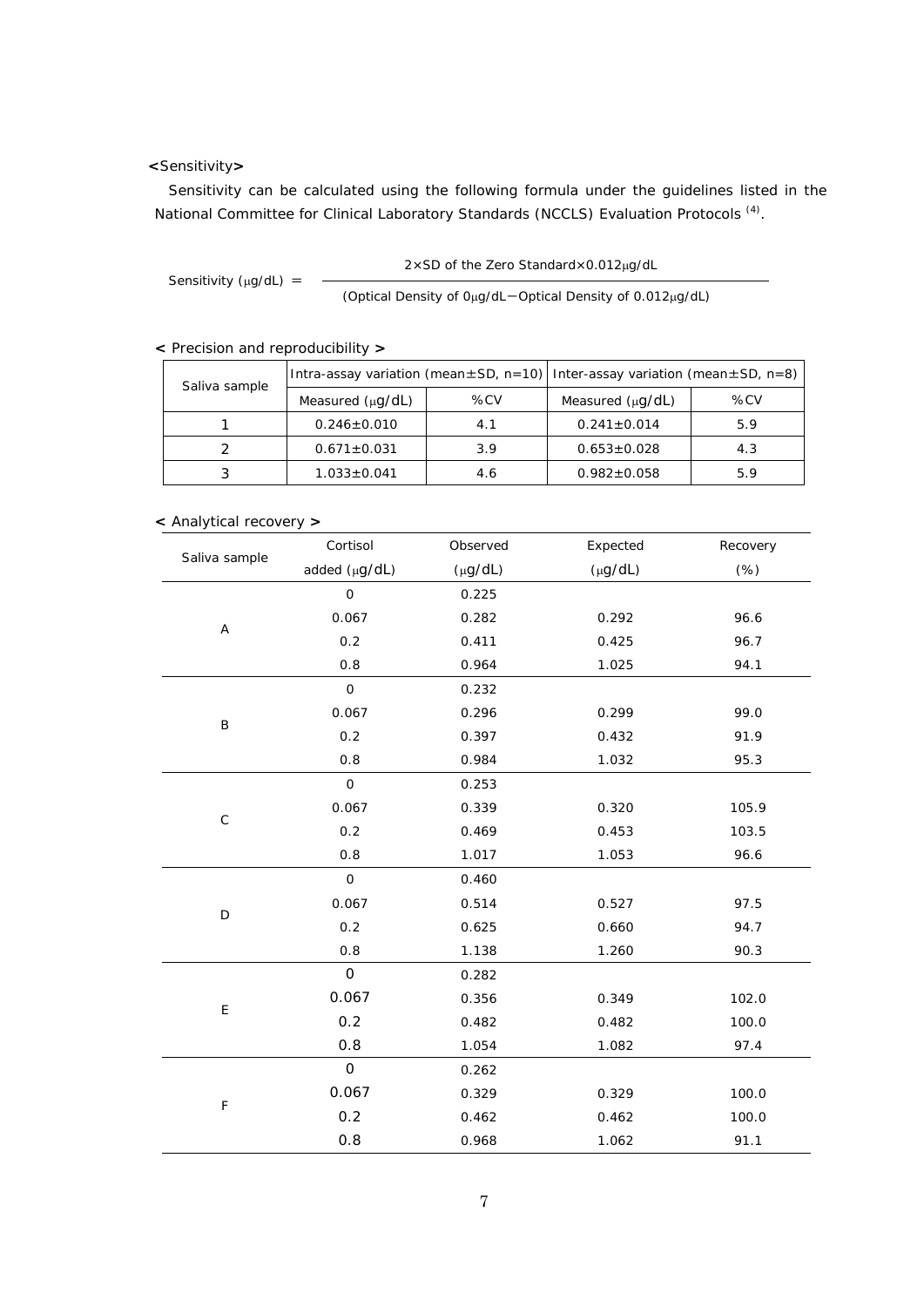**<Sensitivity>**

Sensitivity can be calculated using the following formula under the guidelines listed in the National Committee for Clinical Laboratory Standards (NCCLS) Evaluation Protocols [4].

$$\text{Sensitivity } (\mu g/dL) = \frac{2 \times \text{SD of the Zero Standard} \times 0.012 \mu g/dL}{(\text{Optical Density of } 0 \mu g/dL - \text{Optical Density of } 0.012 \mu g/dL)}$$

**< Precision and reproducibility >**

| Saliva sample | Intra-assay variation (mean±SD, n=10) | | Inter-assay variation (mean±SD, n=8) | |
|---|---|---|---|---|
| | Measured (μg/dL) | %CV | Measured (μg/dL) | %CV |
| 1 | 0.246±0.010 | 4.1 | 0.241±0.014 | 5.9 |
| 2 | 0.671±0.031 | 3.9 | 0.653±0.028 | 4.3 |
| 3 | 1.033±0.041 | 4.6 | 0.982±0.058 | 5.9 |

**< Analytical recovery >**

| Saliva sample | Cortisol added (μg/dL) | Observed (μg/dL) | Expected (μg/dL) | Recovery (%) |
|---|---|---|---|---|
| A | 0 | 0.225 | | |
| | 0.067 | 0.282 | 0.292 | 96.6 |
| | 0.2 | 0.411 | 0.425 | 96.7 |
| | 0.8 | 0.964 | 1.025 | 94.1 |
| B | 0 | 0.232 | | |
| | 0.067 | 0.296 | 0.299 | 99.0 |
| | 0.2 | 0.397 | 0.432 | 91.9 |
| | 0.8 | 0.984 | 1.032 | 95.3 |
| C | 0 | 0.253 | | |
| | 0.067 | 0.339 | 0.320 | 105.9 |
| | 0.2 | 0.469 | 0.453 | 103.5 |
| | 0.8 | 1.017 | 1.053 | 96.6 |
| D | 0 | 0.460 | | |
| | 0.067 | 0.514 | 0.527 | 97.5 |
| | 0.2 | 0.625 | 0.660 | 94.7 |
| | 0.8 | 1.138 | 1.260 | 90.3 |
| E | 0 | 0.282 | | |
| | 0.067 | 0.356 | 0.349 | 102.0 |
| | 0.2 | 0.482 | 0.482 | 100.0 |
| | 0.8 | 1.054 | 1.082 | 97.4 |
| F | 0 | 0.262 | | |
| | 0.067 | 0.329 | 0.329 | 100.0 |
| | 0.2 | 0.462 | 0.462 | 100.0 |
| | 0.8 | 0.968 | 1.062 | 91.1 |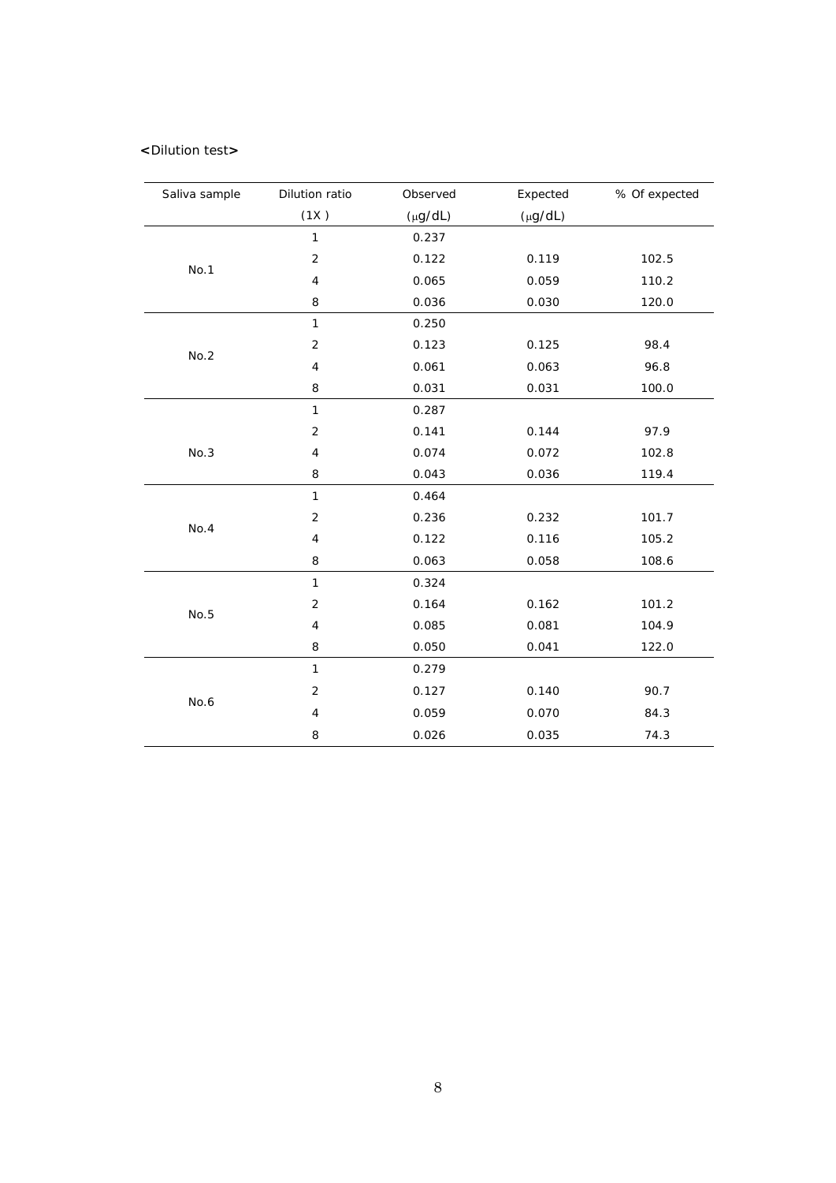**<Dilution test>**

| Saliva sample | Dilution ratio (1X ) | Observed (μg/dL) | Expected (μg/dL) | % Of expected |
|---|---|---|---|---|
| No.1 | 1 | 0.237 | | |
| | 2 | 0.122 | 0.119 | 102.5 |
| | 4 | 0.065 | 0.059 | 110.2 |
| | 8 | 0.036 | 0.030 | 120.0 |
| No.2 | 1 | 0.250 | | |
| | 2 | 0.123 | 0.125 | 98.4 |
| | 4 | 0.061 | 0.063 | 96.8 |
| | 8 | 0.031 | 0.031 | 100.0 |
| No.3 | 1 | 0.287 | | |
| | 2 | 0.141 | 0.144 | 97.9 |
| | 4 | 0.074 | 0.072 | 102.8 |
| | 8 | 0.043 | 0.036 | 119.4 |
| No.4 | 1 | 0.464 | | |
| | 2 | 0.236 | 0.232 | 101.7 |
| | 4 | 0.122 | 0.116 | 105.2 |
| | 8 | 0.063 | 0.058 | 108.6 |
| No.5 | 1 | 0.324 | | |
| | 2 | 0.164 | 0.162 | 101.2 |
| | 4 | 0.085 | 0.081 | 104.9 |
| | 8 | 0.050 | 0.041 | 122.0 |
| No.6 | 1 | 0.279 | | |
| | 2 | 0.127 | 0.140 | 90.7 |
| | 4 | 0.059 | 0.070 | 84.3 |
| | 8 | 0.026 | 0.035 | 74.3 |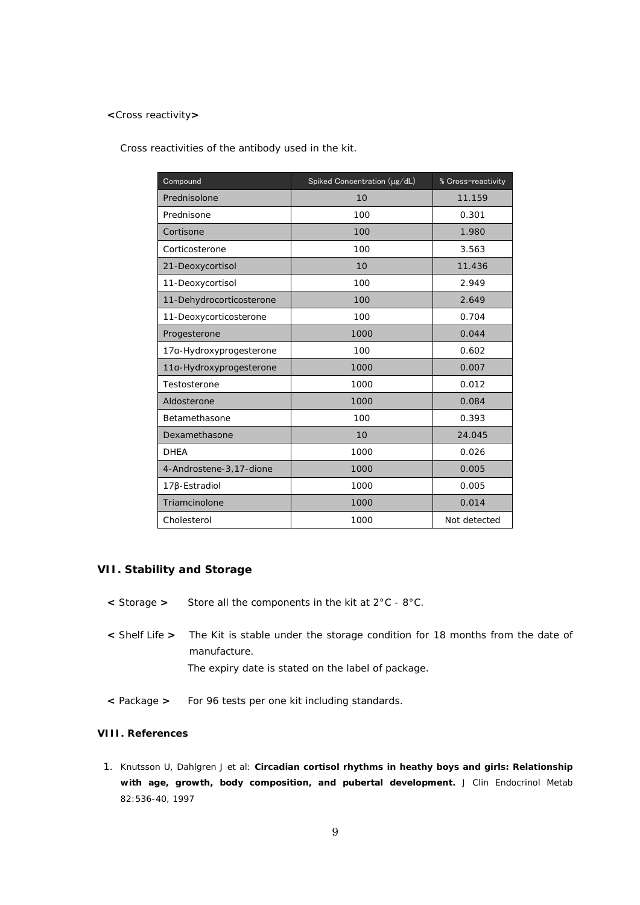<Cross reactivity>

Cross reactivities of the antibody used in the kit.

| Compound | Spiked Concentration (μg/dL) | % Cross-reactivity |
|---|---|---|
| Prednisolone | 10 | 11.159 |
| Prednisone | 100 | 0.301 |
| Cortisone | 100 | 1.980 |
| Corticosterone | 100 | 3.563 |
| 21-Deoxycortisol | 10 | 11.436 |
| 11-Deoxycortisol | 100 | 2.949 |
| 11-Dehydrocorticosterone | 100 | 2.649 |
| 11-Deoxycorticosterone | 100 | 0.704 |
| Progesterone | 1000 | 0.044 |
| 17α-Hydroxyprogesterone | 100 | 0.602 |
| 11α-Hydroxyprogesterone | 1000 | 0.007 |
| Testosterone | 1000 | 0.012 |
| Aldosterone | 1000 | 0.084 |
| Betamethasone | 100 | 0.393 |
| Dexamethasone | 10 | 24.045 |
| DHEA | 1000 | 0.026 |
| 4-Androstene-3,17-dione | 1000 | 0.005 |
| 17β-Estradiol | 1000 | 0.005 |
| Triamcinolone | 1000 | 0.014 |
| Cholesterol | 1000 | Not detected |

## VII. Stability and Storage

< Storage > Store all the components in the kit at 2°C - 8°C.

< Shelf Life > The Kit is stable under the storage condition for 18 months from the date of manufacture.
The expiry date is stated on the label of package.

< Package > For 96 tests per one kit including standards.

## VIII. References

1. Knutsson U, Dahlgren J et al: **Circadian cortisol rhythms in heathy boys and girls: Relationship with age, growth, body composition, and pubertal development.** J Clin Endocrinol Metab 82:536-40, 1997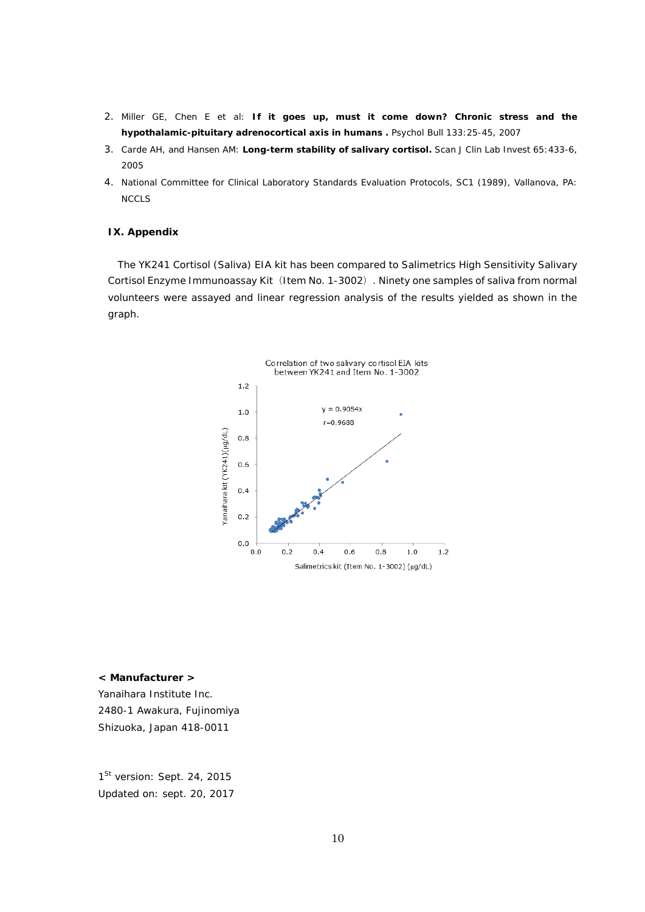2. Miller GE, Chen E et al: **If it goes up, must it come down? Chronic stress and the hypothalamic-pituitary adrenocortical axis in humans .** Psychol Bull 133:25-45, 2007
3. Carde AH, and Hansen AM: **Long-term stability of salivary cortisol.** Scan J Clin Lab Invest 65:433-6, 2005
4. National Committee for Clinical Laboratory Standards Evaluation Protocols, SC1 (1989), Vallanova, PA: NCCLS

**IX. Appendix**

The YK241 Cortisol (Saliva) EIA kit has been compared to Salimetrics High Sensitivity Salivary Cortisol Enzyme Immunoassay Kit（Item No. 1-3002）. Ninety one samples of saliva from normal volunteers were assayed and linear regression analysis of the results yielded as shown in the graph.

Correlation of two salivary cortisol EIA kits between YK241 and Item No. 1-3002

$y = 0.9054x$

$r=0.9688$

Yanaihara kit (YK241)(μg/dL)

0.0
0.2
0.4
0.6
0.8
1.0
1.2

0.0 0.2 0.4 0.6 0.8 1.0 1.2

Salimetrics kit (Item No. 1-3002) (μg/dL)

**< Manufacturer >**
Yanaihara Institute Inc.
2480-1 Awakura, Fujinomiya
Shizuoka, Japan 418-0011

1St version: Sept. 24, 2015
Updated on: sept. 20, 2017